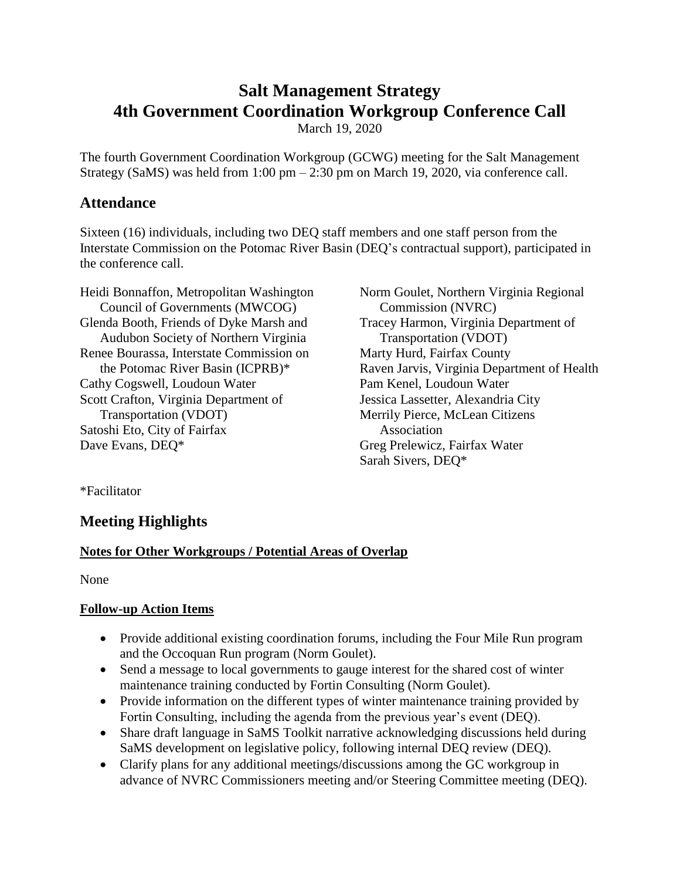# Salt Management Strategy
# 4th Government Coordination Workgroup Conference Call

March 19, 2020

The fourth Government Coordination Workgroup (GCWG) meeting for the Salt Management Strategy (SaMS) was held from 1:00 pm – 2:30 pm on March 19, 2020, via conference call.

## Attendance

Sixteen (16) individuals, including two DEQ staff members and one staff person from the Interstate Commission on the Potomac River Basin (DEQ's contractual support), participated in the conference call.

Heidi Bonnaffon, Metropolitan Washington Council of Governments (MWCOG)
Glenda Booth, Friends of Dyke Marsh and Audubon Society of Northern Virginia
Renee Bourassa, Interstate Commission on the Potomac River Basin (ICPRB)*
Cathy Cogswell, Loudoun Water
Scott Crafton, Virginia Department of Transportation (VDOT)
Satoshi Eto, City of Fairfax
Dave Evans, DEQ*
Norm Goulet, Northern Virginia Regional Commission (NVRC)
Tracey Harmon, Virginia Department of Transportation (VDOT)
Marty Hurd, Fairfax County
Raven Jarvis, Virginia Department of Health
Pam Kenel, Loudoun Water
Jessica Lassetter, Alexandria City
Merrily Pierce, McLean Citizens Association
Greg Prelewicz, Fairfax Water
Sarah Sivers, DEQ*

*Facilitator

## Meeting Highlights

### Notes for Other Workgroups / Potential Areas of Overlap

None

### Follow-up Action Items

- Provide additional existing coordination forums, including the Four Mile Run program and the Occoquan Run program (Norm Goulet).
- Send a message to local governments to gauge interest for the shared cost of winter maintenance training conducted by Fortin Consulting (Norm Goulet).
- Provide information on the different types of winter maintenance training provided by Fortin Consulting, including the agenda from the previous year's event (DEQ).
- Share draft language in SaMS Toolkit narrative acknowledging discussions held during SaMS development on legislative policy, following internal DEQ review (DEQ).
- Clarify plans for any additional meetings/discussions among the GC workgroup in advance of NVRC Commissioners meeting and/or Steering Committee meeting (DEQ).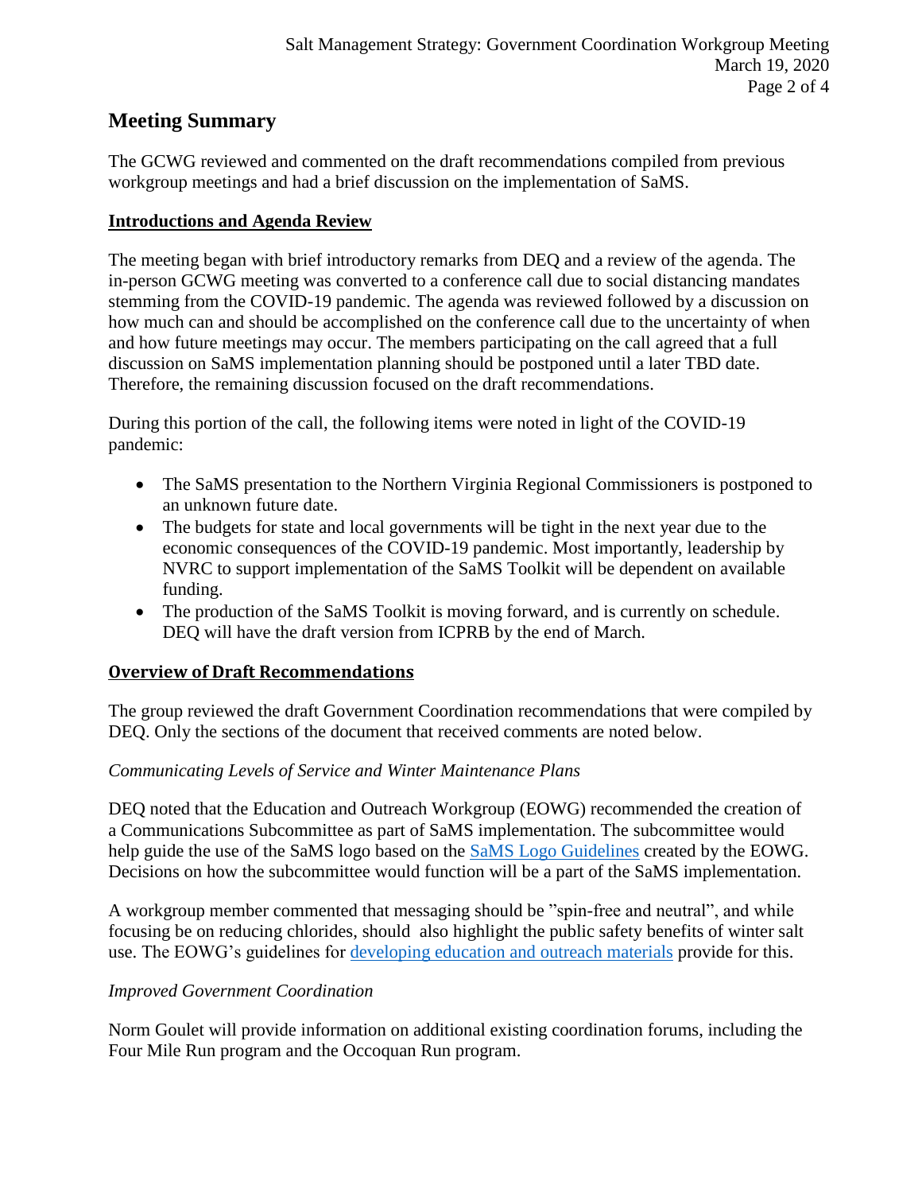## Meeting Summary

The GCWG reviewed and commented on the draft recommendations compiled from previous workgroup meetings and had a brief discussion on the implementation of SaMS.

### Introductions and Agenda Review

The meeting began with brief introductory remarks from DEQ and a review of the agenda. The in-person GCWG meeting was converted to a conference call due to social distancing mandates stemming from the COVID-19 pandemic. The agenda was reviewed followed by a discussion on how much can and should be accomplished on the conference call due to the uncertainty of when and how future meetings may occur. The members participating on the call agreed that a full discussion on SaMS implementation planning should be postponed until a later TBD date. Therefore, the remaining discussion focused on the draft recommendations.

During this portion of the call, the following items were noted in light of the COVID-19 pandemic:

- The SaMS presentation to the Northern Virginia Regional Commissioners is postponed to an unknown future date.
- The budgets for state and local governments will be tight in the next year due to the economic consequences of the COVID-19 pandemic. Most importantly, leadership by NVRC to support implementation of the SaMS Toolkit will be dependent on available funding.
- The production of the SaMS Toolkit is moving forward, and is currently on schedule. DEQ will have the draft version from ICPRB by the end of March.

### Overview of Draft Recommendations

The group reviewed the draft Government Coordination recommendations that were compiled by DEQ. Only the sections of the document that received comments are noted below.

*Communicating Levels of Service and Winter Maintenance Plans*

DEQ noted that the Education and Outreach Workgroup (EOWG) recommended the creation of a Communications Subcommittee as part of SaMS implementation. The subcommittee would help guide the use of the SaMS logo based on the SaMS Logo Guidelines created by the EOWG. Decisions on how the subcommittee would function will be a part of the SaMS implementation.

A workgroup member commented that messaging should be "spin-free and neutral", and while focusing be on reducing chlorides, should also highlight the public safety benefits of winter salt use. The EOWG's guidelines for developing education and outreach materials provide for this.

*Improved Government Coordination*

Norm Goulet will provide information on additional existing coordination forums, including the Four Mile Run program and the Occoquan Run program.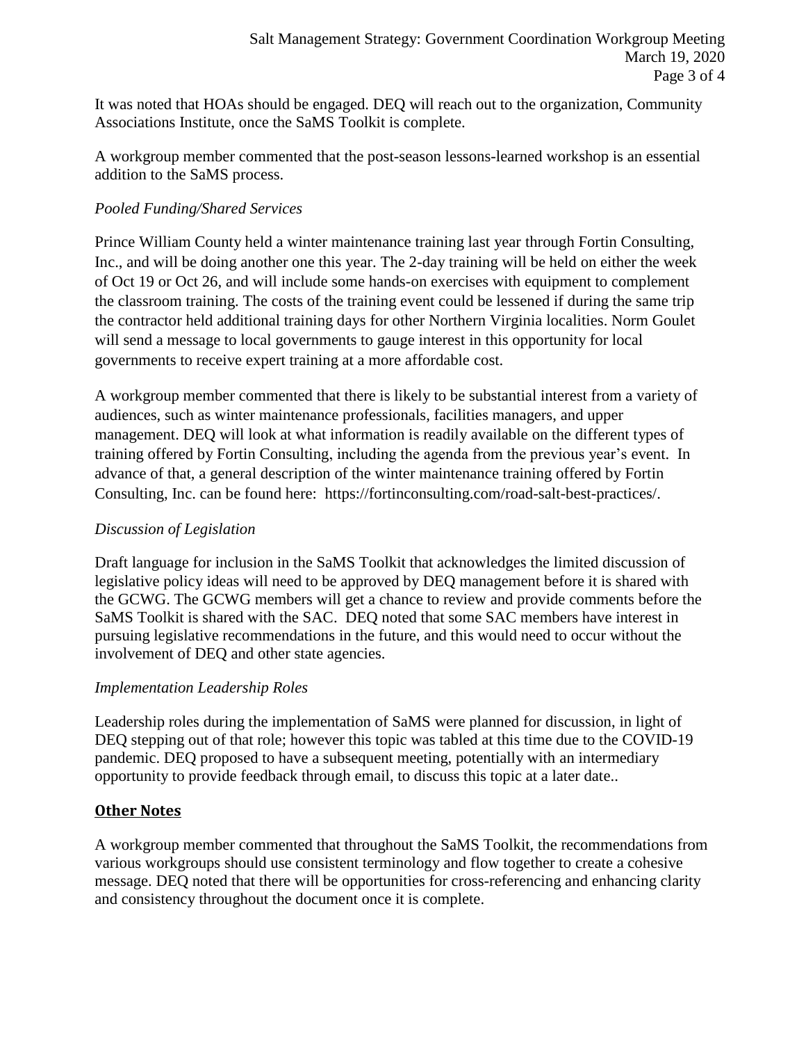It was noted that HOAs should be engaged. DEQ will reach out to the organization, Community Associations Institute, once the SaMS Toolkit is complete.

A workgroup member commented that the post-season lessons-learned workshop is an essential addition to the SaMS process.

*Pooled Funding/Shared Services*

Prince William County held a winter maintenance training last year through Fortin Consulting, Inc., and will be doing another one this year. The 2-day training will be held on either the week of Oct 19 or Oct 26, and will include some hands-on exercises with equipment to complement the classroom training. The costs of the training event could be lessened if during the same trip the contractor held additional training days for other Northern Virginia localities. Norm Goulet will send a message to local governments to gauge interest in this opportunity for local governments to receive expert training at a more affordable cost.

A workgroup member commented that there is likely to be substantial interest from a variety of audiences, such as winter maintenance professionals, facilities managers, and upper management. DEQ will look at what information is readily available on the different types of training offered by Fortin Consulting, including the agenda from the previous year's event. In advance of that, a general description of the winter maintenance training offered by Fortin Consulting, Inc. can be found here: https://fortinconsulting.com/road-salt-best-practices/.

*Discussion of Legislation*

Draft language for inclusion in the SaMS Toolkit that acknowledges the limited discussion of legislative policy ideas will need to be approved by DEQ management before it is shared with the GCWG. The GCWG members will get a chance to review and provide comments before the SaMS Toolkit is shared with the SAC. DEQ noted that some SAC members have interest in pursuing legislative recommendations in the future, and this would need to occur without the involvement of DEQ and other state agencies.

*Implementation Leadership Roles*

Leadership roles during the implementation of SaMS were planned for discussion, in light of DEQ stepping out of that role; however this topic was tabled at this time due to the COVID-19 pandemic. DEQ proposed to have a subsequent meeting, potentially with an intermediary opportunity to provide feedback through email, to discuss this topic at a later date..

## **Other Notes**

A workgroup member commented that throughout the SaMS Toolkit, the recommendations from various workgroups should use consistent terminology and flow together to create a cohesive message. DEQ noted that there will be opportunities for cross-referencing and enhancing clarity and consistency throughout the document once it is complete.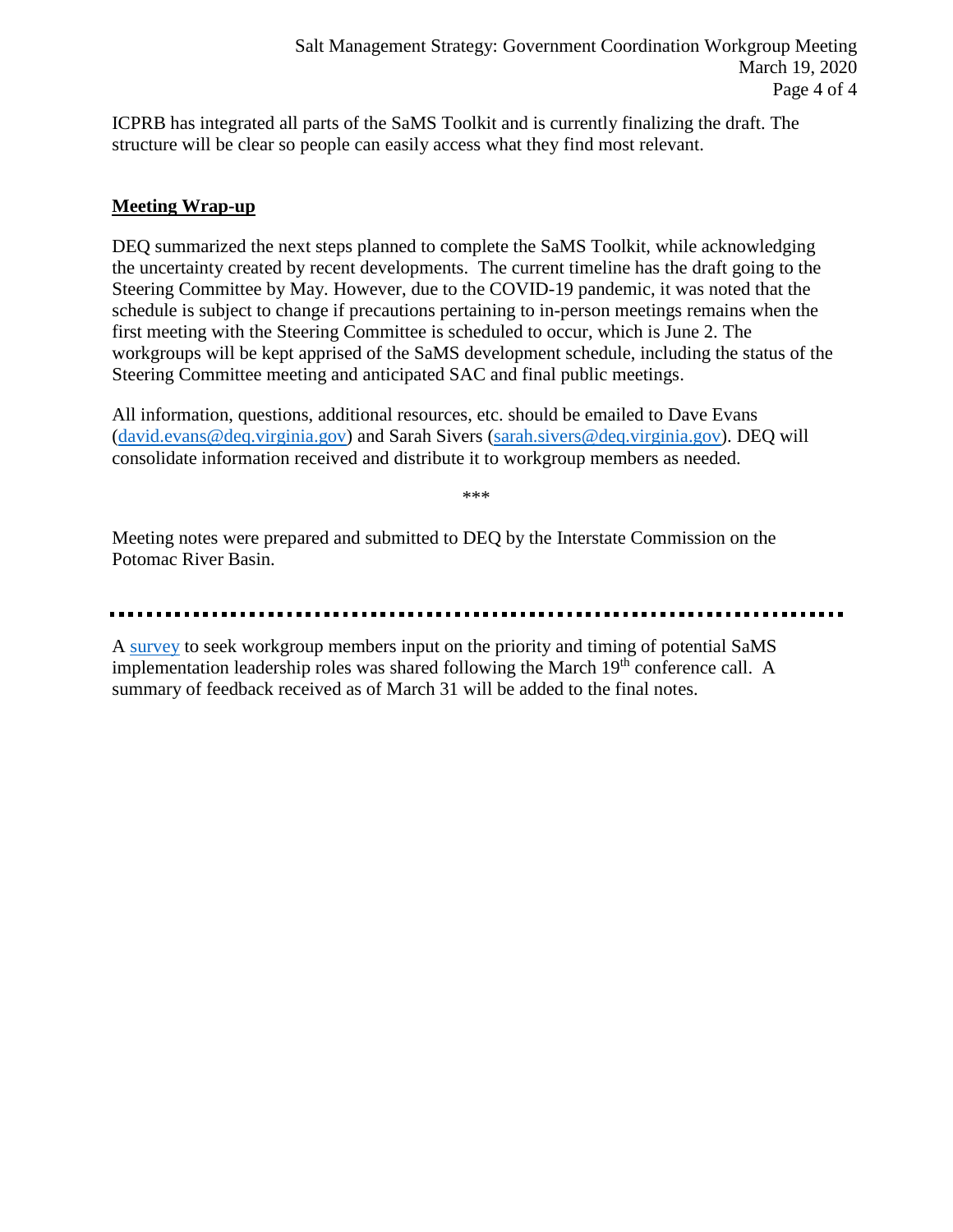ICPRB has integrated all parts of the SaMS Toolkit and is currently finalizing the draft. The structure will be clear so people can easily access what they find most relevant.

## Meeting Wrap-up

DEQ summarized the next steps planned to complete the SaMS Toolkit, while acknowledging the uncertainty created by recent developments. The current timeline has the draft going to the Steering Committee by May. However, due to the COVID-19 pandemic, it was noted that the schedule is subject to change if precautions pertaining to in-person meetings remains when the first meeting with the Steering Committee is scheduled to occur, which is June 2. The workgroups will be kept apprised of the SaMS development schedule, including the status of the Steering Committee meeting and anticipated SAC and final public meetings.

All information, questions, additional resources, etc. should be emailed to Dave Evans (david.evans@deq.virginia.gov) and Sarah Sivers (sarah.sivers@deq.virginia.gov). DEQ will consolidate information received and distribute it to workgroup members as needed.

***

Meeting notes were prepared and submitted to DEQ by the Interstate Commission on the Potomac River Basin.

---

A survey to seek workgroup members input on the priority and timing of potential SaMS implementation leadership roles was shared following the March 19th conference call. A summary of feedback received as of March 31 will be added to the final notes.